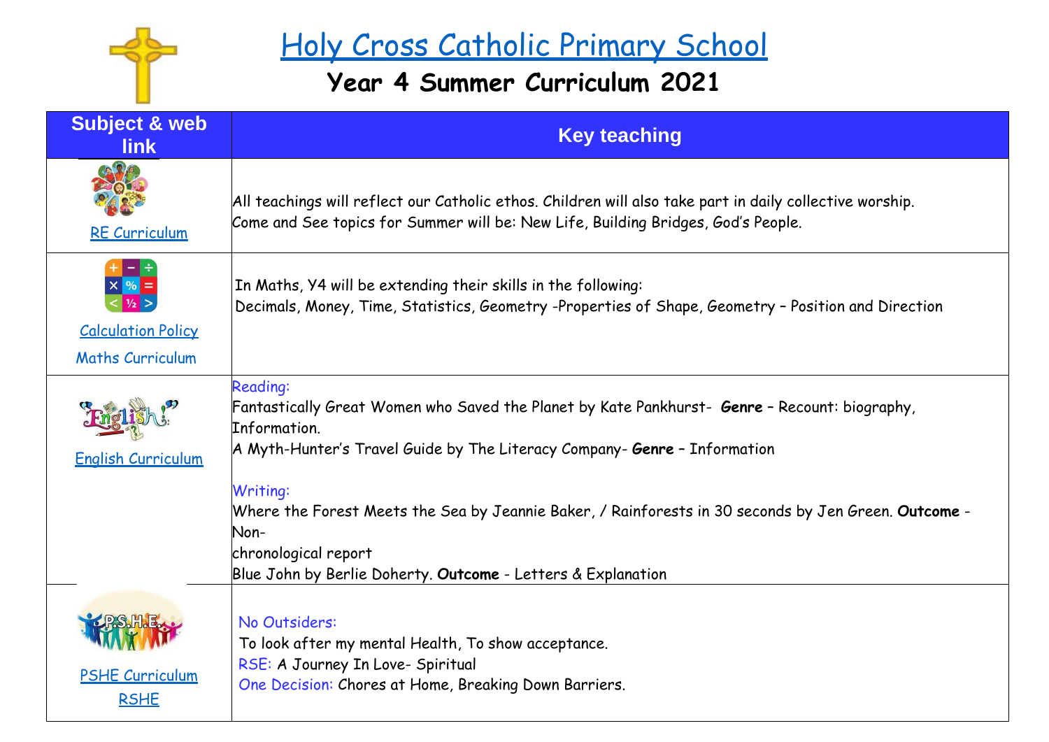# Holy Cross Catholic Primary School

## Year 4 Summer Curriculum 2021

| Subject & web link | Key teaching |
| --- | --- |
| RE Curriculum | All teachings will reflect our Catholic ethos. Children will also take part in daily collective worship.<br>Come and See topics for Summer will be: New Life, Building Bridges, God's People. |
| Calculation Policy<br>Maths Curriculum | In Maths, Y4 will be extending their skills in the following:<br>Decimals, Money, Time, Statistics, Geometry -Properties of Shape, Geometry – Position and Direction |
| English Curriculum | Reading:<br>Fantastically Great Women who Saved the Planet by Kate Pankhurst- **Genre** – Recount: biography, Information.<br>A Myth-Hunter's Travel Guide by The Literacy Company- **Genre** – Information<br><br>Writing:<br>Where the Forest Meets the Sea by Jeannie Baker, / Rainforests in 30 seconds by Jen Green. **Outcome** - Non-chronological report<br>Blue John by Berlie Doherty. **Outcome** - Letters & Explanation |
| PSHE Curriculum<br>RSHE | No Outsiders:<br>To look after my mental Health, To show acceptance.<br>RSE: A Journey In Love- Spiritual<br>One Decision: Chores at Home, Breaking Down Barriers. |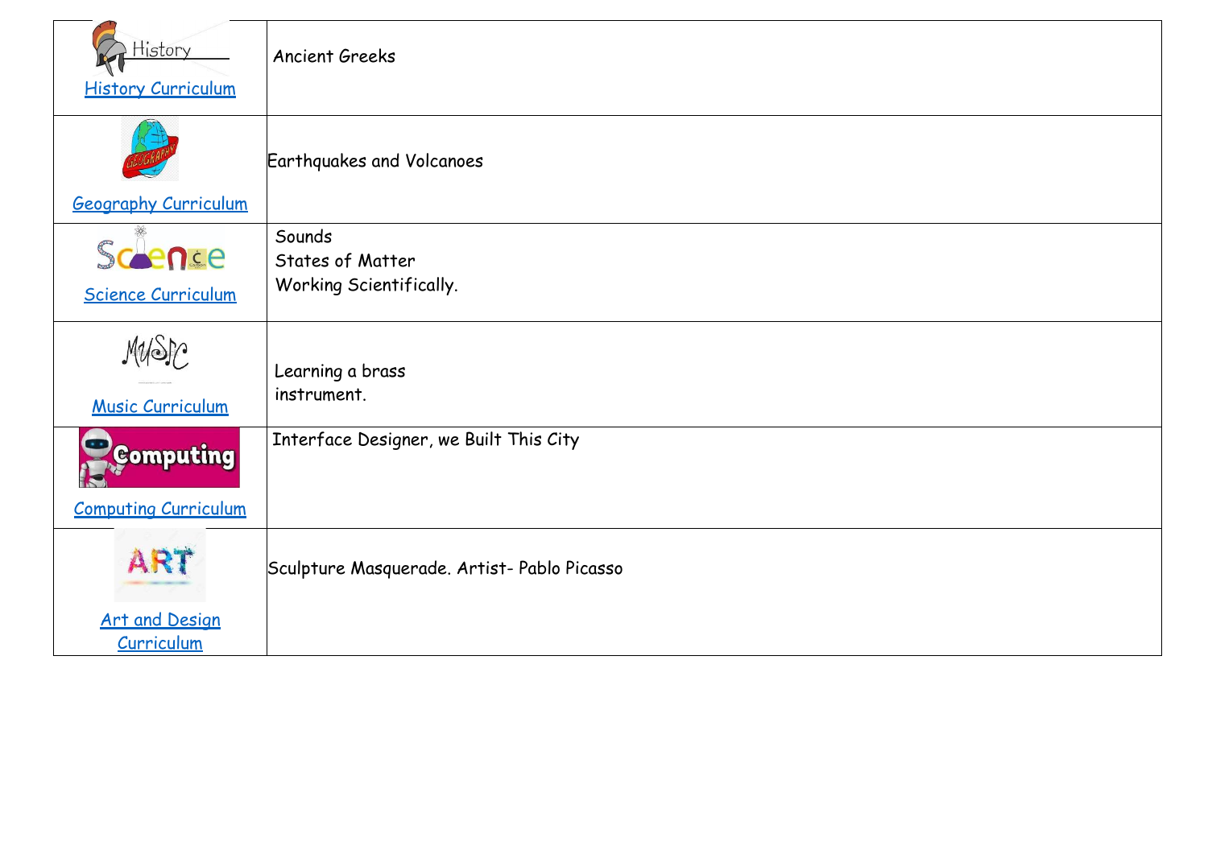| | |
|---|---|
| History Curriculum | Ancient Greeks |
| Geography Curriculum | Earthquakes and Volcanoes |
| Science Curriculum | Sounds<br>States of Matter<br>Working Scientifically. |
| Music Curriculum | Learning a brass instrument. |
| Computing Curriculum | Interface Designer, we Built This City |
| Art and Design Curriculum | Sculpture Masquerade. Artist- Pablo Picasso |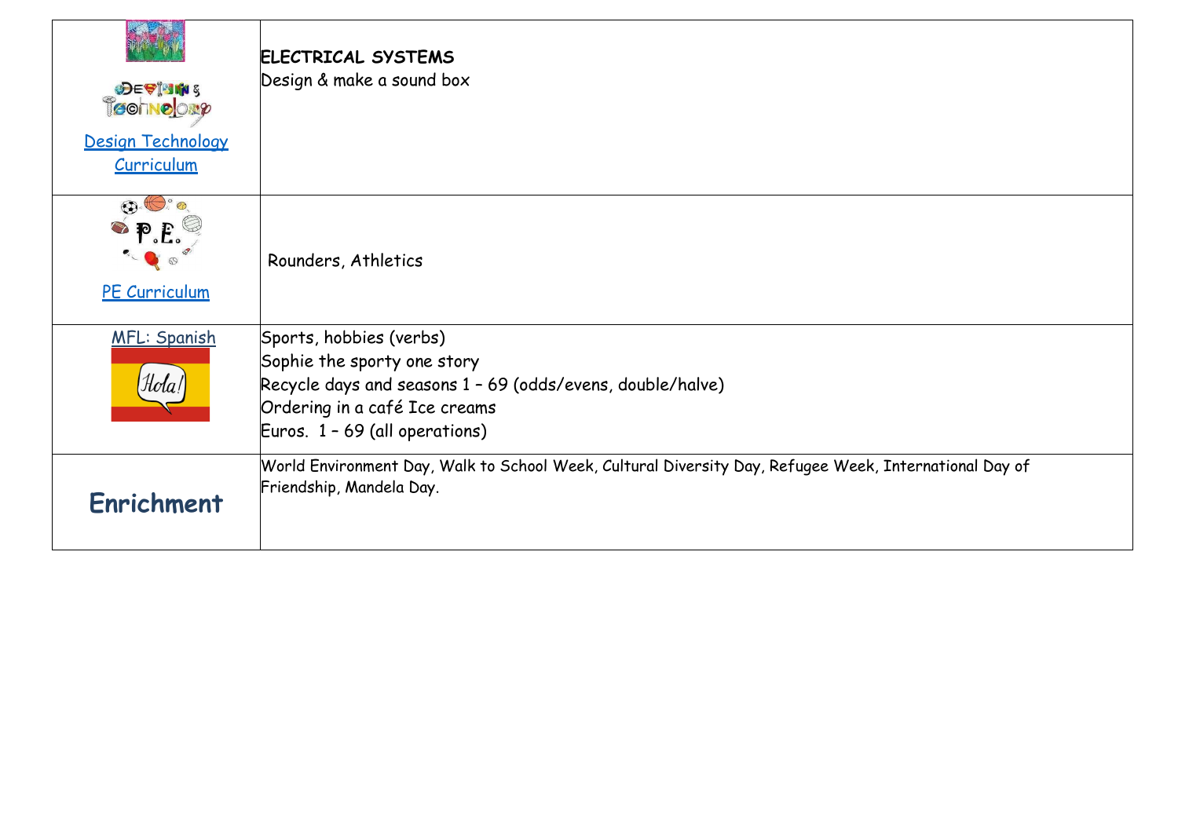| | |
|---|---|
| Design Technology Curriculum | **ELECTRICAL SYSTEMS**<br>Design & make a sound box |
| PE Curriculum | Rounders, Athletics |
| MFL: Spanish | Sports, hobbies (verbs)<br>Sophie the sporty one story<br>Recycle days and seasons 1 – 69 (odds/evens, double/halve)<br>Ordering in a café Ice creams<br>Euros. 1 – 69 (all operations) |
| **Enrichment** | World Environment Day, Walk to School Week, Cultural Diversity Day, Refugee Week, International Day of Friendship, Mandela Day. |